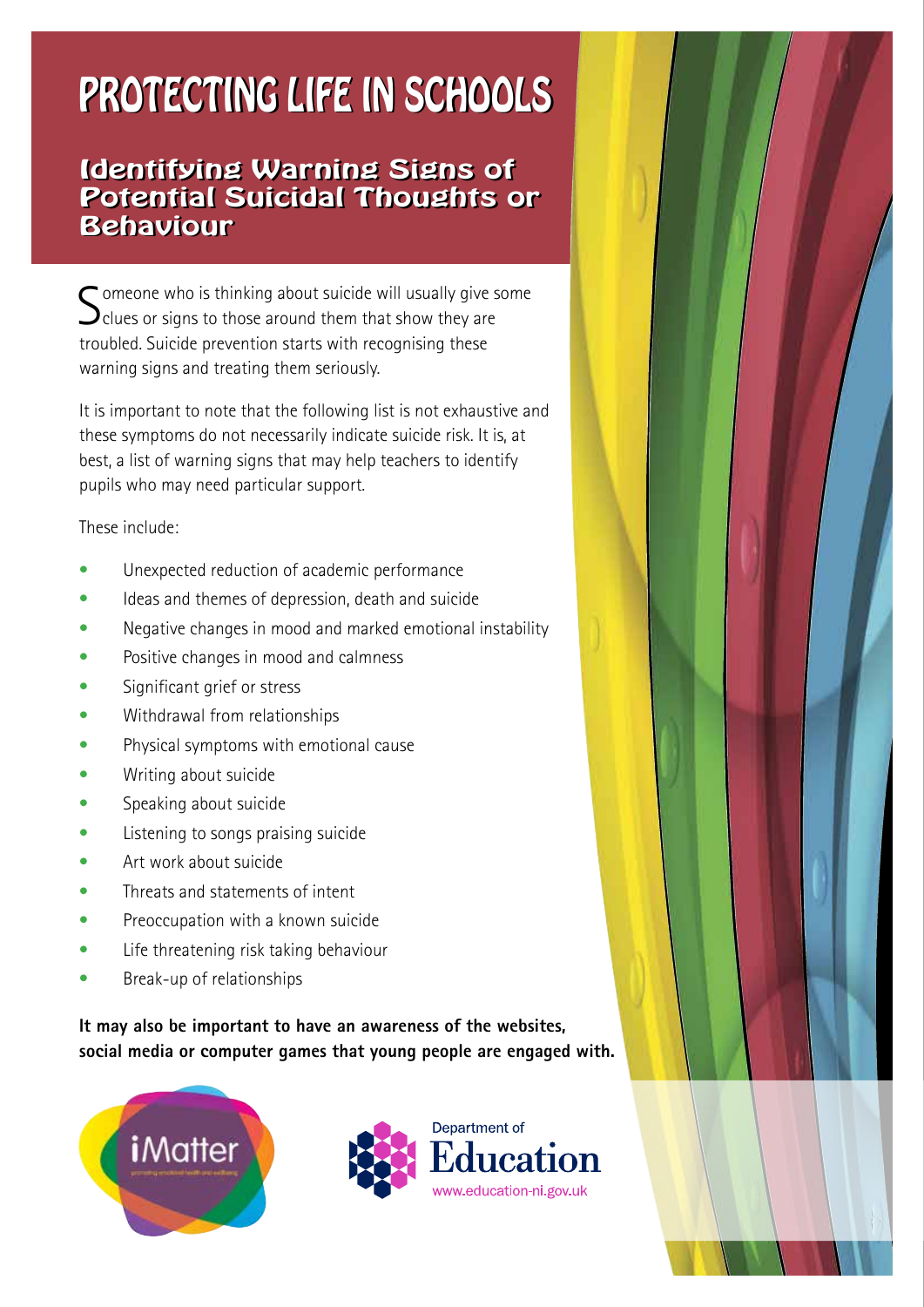# PROTECTING LIFE IN SCHOOLS

## Identifying Warning Signs of Potential Suicidal Thoughts or Behaviour

Someone who is thinking about suicide will usually give some clues or signs to those around them that show they are troubled. Suicide prevention starts with recognising these warning signs and treating them seriously.

It is important to note that the following list is not exhaustive and these symptoms do not necessarily indicate suicide risk. It is, at best, a list of warning signs that may help teachers to identify pupils who may need particular support.

These include:

- Unexpected reduction of academic performance
- Ideas and themes of depression, death and suicide
- Negative changes in mood and marked emotional instability
- Positive changes in mood and calmness
- Significant grief or stress
- Withdrawal from relationships
- Physical symptoms with emotional cause
- Writing about suicide
- Speaking about suicide
- Listening to songs praising suicide
- Art work about suicide
- Threats and statements of intent
- Preoccupation with a known suicide
- Life threatening risk taking behaviour
- Break-up of relationships

**It may also be important to have an awareness of the websites, social media or computer games that young people are engaged with.**

iMatter

Department of Education
www.education-ni.gov.uk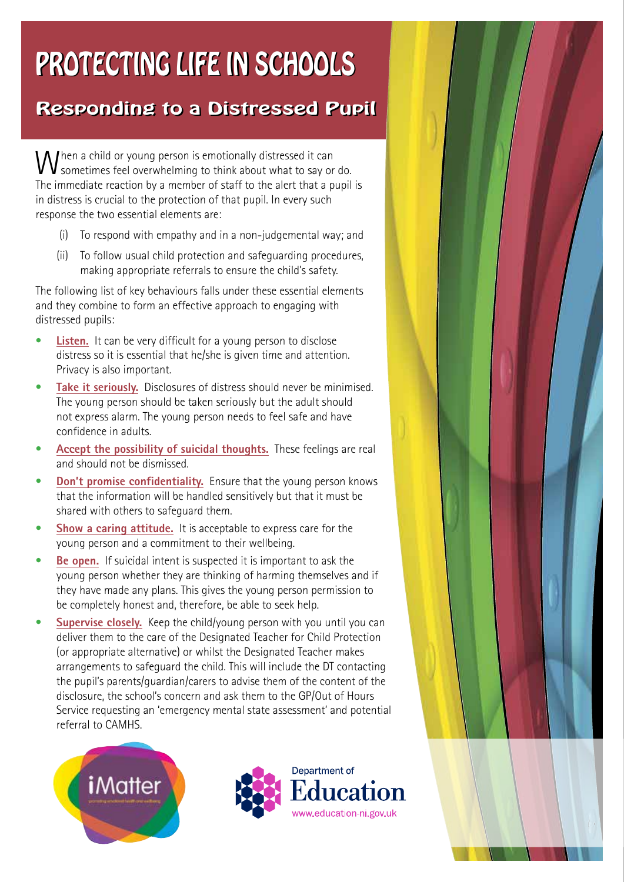# PROTECTING LIFE IN SCHOOLS

## Responding to a Distressed Pupil

When a child or young person is emotionally distressed it can sometimes feel overwhelming to think about what to say or do. The immediate reaction by a member of staff to the alert that a pupil is in distress is crucial to the protection of that pupil. In every such response the two essential elements are:

(i) To respond with empathy and in a non-judgemental way; and

(ii) To follow usual child protection and safeguarding procedures, making appropriate referrals to ensure the child's safety.

The following list of key behaviours falls under these essential elements and they combine to form an effective approach to engaging with distressed pupils:

- **Listen.** It can be very difficult for a young person to disclose distress so it is essential that he/she is given time and attention. Privacy is also important.
- **Take it seriously.** Disclosures of distress should never be minimised. The young person should be taken seriously but the adult should not express alarm. The young person needs to feel safe and have confidence in adults.
- **Accept the possibility of suicidal thoughts.** These feelings are real and should not be dismissed.
- **Don't promise confidentiality.** Ensure that the young person knows that the information will be handled sensitively but that it must be shared with others to safeguard them.
- **Show a caring attitude.** It is acceptable to express care for the young person and a commitment to their wellbeing.
- **Be open.** If suicidal intent is suspected it is important to ask the young person whether they are thinking of harming themselves and if they have made any plans. This gives the young person permission to be completely honest and, therefore, be able to seek help.
- **Supervise closely.** Keep the child/young person with you until you can deliver them to the care of the Designated Teacher for Child Protection (or appropriate alternative) or whilst the Designated Teacher makes arrangements to safeguard the child. This will include the DT contacting the pupil's parents/guardian/carers to advise them of the content of the disclosure, the school's concern and ask them to the GP/Out of Hours Service requesting an 'emergency mental state assessment' and potential referral to CAMHS.

iMatter

Department of Education
www.education-ni.gov.uk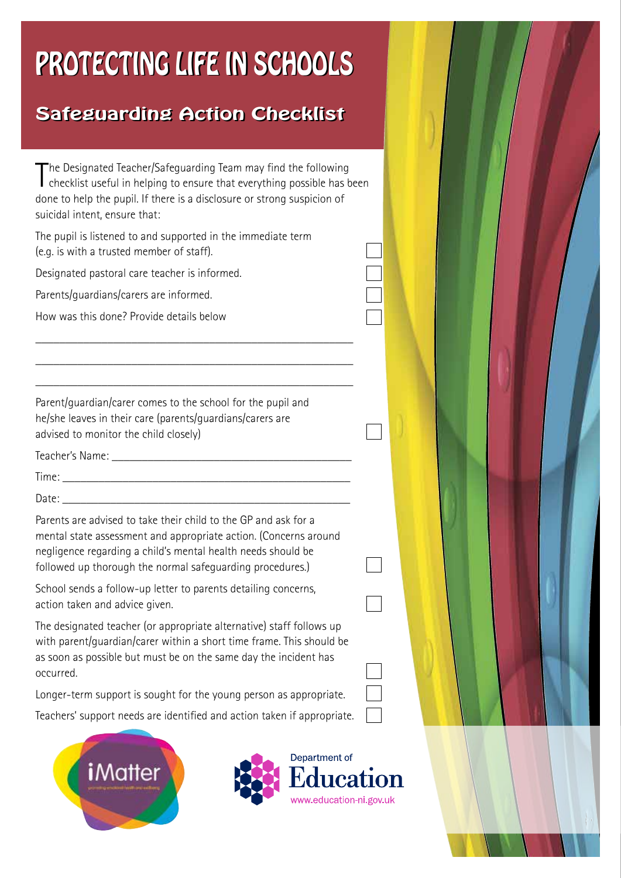# PROTECTING LIFE IN SCHOOLS

## Safeguarding Action Checklist

The Designated Teacher/Safeguarding Team may find the following checklist useful in helping to ensure that everything possible has been done to help the pupil. If there is a disclosure or strong suspicion of suicidal intent, ensure that:

- [ ] The pupil is listened to and supported in the immediate term (e.g. is with a trusted member of staff).
- [ ] Designated pastoral care teacher is informed.
- [ ] Parents/guardians/carers are informed.
- [ ] How was this done? Provide details below

\_\_\_\_\_\_\_\_\_\_\_\_\_\_\_\_\_\_\_\_\_\_\_\_\_\_\_\_\_\_\_\_\_\_\_\_\_\_\_\_\_\_\_\_\_\_\_\_

\_\_\_\_\_\_\_\_\_\_\_\_\_\_\_\_\_\_\_\_\_\_\_\_\_\_\_\_\_\_\_\_\_\_\_\_\_\_\_\_\_\_\_\_\_\_\_\_

\_\_\_\_\_\_\_\_\_\_\_\_\_\_\_\_\_\_\_\_\_\_\_\_\_\_\_\_\_\_\_\_\_\_\_\_\_\_\_\_\_\_\_\_\_\_\_\_

- [ ] Parent/guardian/carer comes to the school for the pupil and he/she leaves in their care (parents/guardians/carers are advised to monitor the child closely)

Teacher's Name: \_\_\_\_\_\_\_\_\_\_\_\_\_\_\_\_\_\_\_\_\_\_\_\_\_\_\_\_\_\_\_\_\_\_

Time: \_\_\_\_\_\_\_\_\_\_\_\_\_\_\_\_\_\_\_\_\_\_\_\_\_\_\_\_\_\_\_\_\_\_\_\_\_\_\_\_\_\_

Date: \_\_\_\_\_\_\_\_\_\_\_\_\_\_\_\_\_\_\_\_\_\_\_\_\_\_\_\_\_\_\_\_\_\_\_\_\_\_\_\_\_\_

- [ ] Parents are advised to take their child to the GP and ask for a mental state assessment and appropriate action. (Concerns around negligence regarding a child's mental health needs should be followed up thorough the normal safeguarding procedures.)
- [ ] School sends a follow-up letter to parents detailing concerns, action taken and advice given.
- [ ] The designated teacher (or appropriate alternative) staff follows up with parent/guardian/carer within a short time frame. This should be as soon as possible but must be on the same day the incident has occurred.
- [ ] Longer-term support is sought for the young person as appropriate.
- [ ] Teachers' support needs are identified and action taken if appropriate.

iMatter

Department of Education
www.education-ni.gov.uk